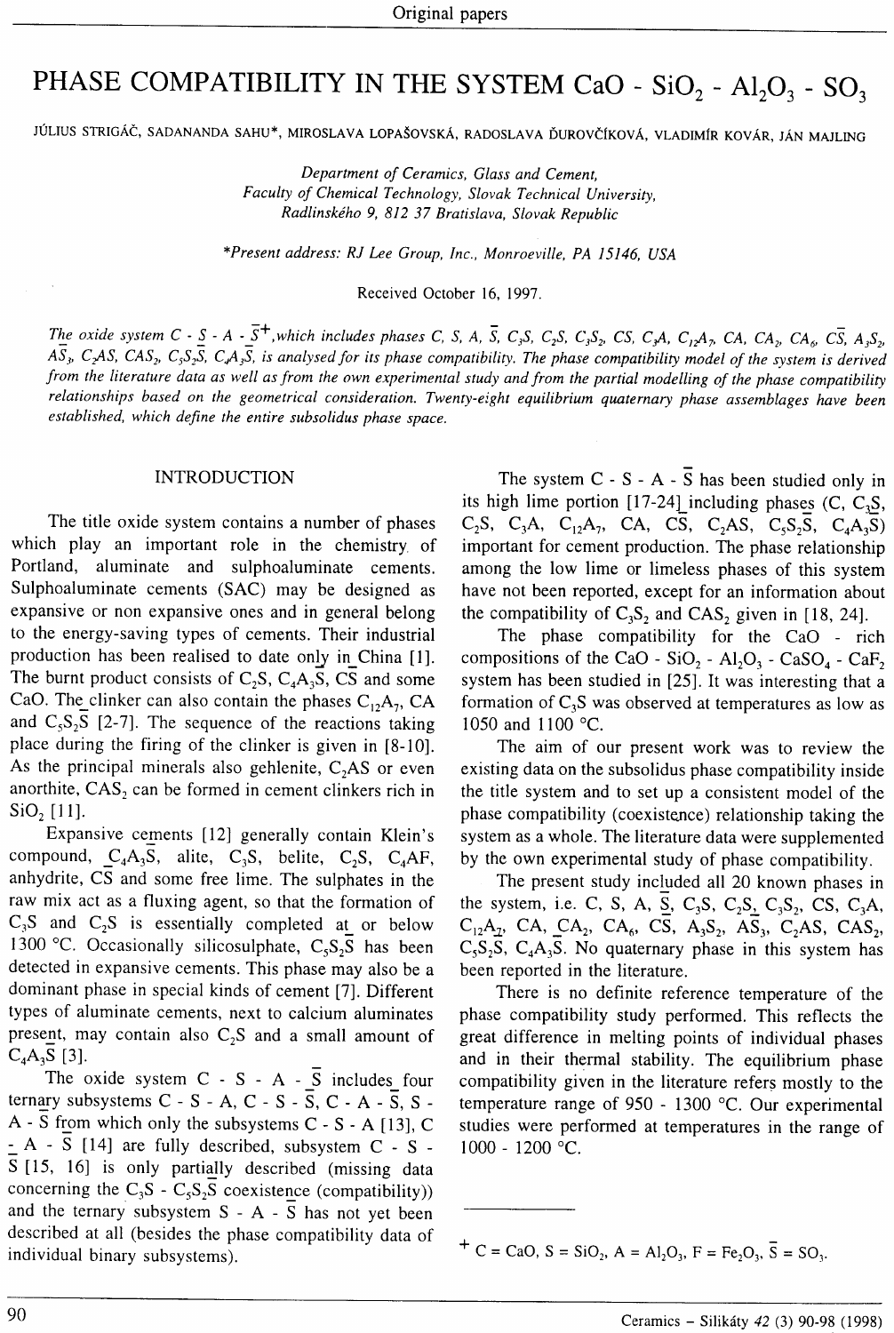# PHASE COMPATIBILITY IN THE SYSTEM CaO - $SiO_2$ - $Al_2O_3$ - $SO_3$

JÚLIUS STRIGÁČ, SADANANDA SAHU*, MIROSLAVA LOPAŠOVSKÁ, RADOSLAVA ĎUROVČÍKOVÁ, VLADIMÍR KOVÁR, JÁN MAJLING

*Department of Ceramics, Glass and Cement,*
*Faculty of Chemical Technology, Slovak Technical University,*
*Radlinského 9, 812 37 Bratislava, Slovak Republic*

*\*Present address: RJ Lee Group, Inc., Monroeville, PA 15146, USA*

Received October 16, 1997.

*The oxide system C - S - A - $\bar{S}$+, which includes phases C, S, A, $\bar{S}$, $C_3S$, $C_2S$, $C_3S_2$, CS, $C_3A$, $C_{12}A_7$, CA, $CA_2$, $CA_6$, $C\bar{S}$, $A_3S_2$, $A\bar{S}_3$, $C_2AS$, $CAS_2$, $C_5S_2\bar{S}$, $C_4A_3\bar{S}$, is analysed for its phase compatibility. The phase compatibility model of the system is derived from the literature data as well as from the own experimental study and from the partial modelling of the phase compatibility relationships based on the geometrical consideration. Twenty-eight equilibrium quaternary phase assemblages have been established, which define the entire subsolidus phase space.*

## INTRODUCTION

The title oxide system contains a number of phases which play an important role in the chemistry of Portland, aluminate and sulphoaluminate cements. Sulphoaluminate cements (SAC) may be designed as expansive or non expansive ones and in general belong to the energy-saving types of cements. Their industrial production has been realised to date only in China [1]. The burnt product consists of $C_2S$, $C_4A_3\bar{S}$, $C\bar{S}$ and some CaO. The clinker can also contain the phases $C_{12}A_7$, CA and $C_5S_2\bar{S}$ [2-7]. The sequence of the reactions taking place during the firing of the clinker is given in [8-10]. As the principal minerals also gehlenite, $C_2AS$ or even anorthite, $CAS_2$ can be formed in cement clinkers rich in $SiO_2$ [11].

Expansive cements [12] generally contain Klein's compound, $C_4A_3\bar{S}$, alite, $C_3S$, belite, $C_2S$, $C_4AF$, anhydrite, $C\bar{S}$ and some free lime. The sulphates in the raw mix act as a fluxing agent, so that the formation of $C_3S$ and $C_2S$ is essentially completed at or below 1300 °C. Occasionally silicosulphate, $C_5S_2\bar{S}$ has been detected in expansive cements. This phase may also be a dominant phase in special kinds of cement [7]. Different types of aluminate cements, next to calcium aluminates present, may contain also $C_2S$ and a small amount of $C_4A_3\bar{S}$ [3].

The oxide system C - S - A - $\bar{S}$ includes four ternary subsystems C - S - A, C - S - $\bar{S}$, C - A - $\bar{S}$, S - A - $\bar{S}$ from which only the subsystems C - S - A [13], C - A - $\bar{S}$ [14] are fully described, subsystem C - S - $\bar{S}$ [15, 16] is only partially described (missing data concerning the $C_3S$ - $C_5S_2\bar{S}$ coexistence (compatibility)) and the ternary subsystem S - A - $\bar{S}$ has not yet been described at all (besides the phase compatibility data of individual binary subsystems).

The system C - S - A - $\bar{S}$ has been studied only in its high lime portion [17-24] including phases (C, $C_3S$, $C_2S$, $C_3A$, $C_{12}A_7$, CA, $C\bar{S}$, $C_2AS$, $C_5S_2\bar{S}$, $C_4A_3\bar{S}$) important for cement production. The phase relationship among the low lime or limeless phases of this system have not been reported, except for an information about the compatibility of $C_3S_2$ and $CAS_2$ given in [18, 24].

The phase compatibility for the CaO - rich compositions of the CaO - $SiO_2$ - $Al_2O_3$ - $CaSO_4$ - $CaF_2$ system has been studied in [25]. It was interesting that a formation of $C_3S$ was observed at temperatures as low as 1050 and 1100 °C.

The aim of our present work was to review the existing data on the subsolidus phase compatibility inside the title system and to set up a consistent model of the phase compatibility (coexistence) relationship taking the system as a whole. The literature data were supplemented by the own experimental study of phase compatibility.

The present study included all 20 known phases in the system, i.e. C, S, A, $\bar{S}$, $C_3S$, $C_2S$, $C_3S_2$, CS, $C_3A$, $C_{12}A_7$, CA, $CA_2$, $CA_6$, $C\bar{S}$, $A_3S_2$, $A\bar{S}_3$, $C_2AS$, $CAS_2$, $C_5S_2\bar{S}$, $C_4A_3\bar{S}$. No quaternary phase in this system has been reported in the literature.

There is no definite reference temperature of the phase compatibility study performed. This reflects the great difference in melting points of individual phases and in their thermal stability. The equilibrium phase compatibility given in the literature refers mostly to the temperature range of 950 - 1300 °C. Our experimental studies were performed at temperatures in the range of 1000 - 1200 °C.

---

+ C = CaO, S = $SiO_2$, A = $Al_2O_3$, F = $Fe_2O_3$, $\bar{S}$ = $SO_3$.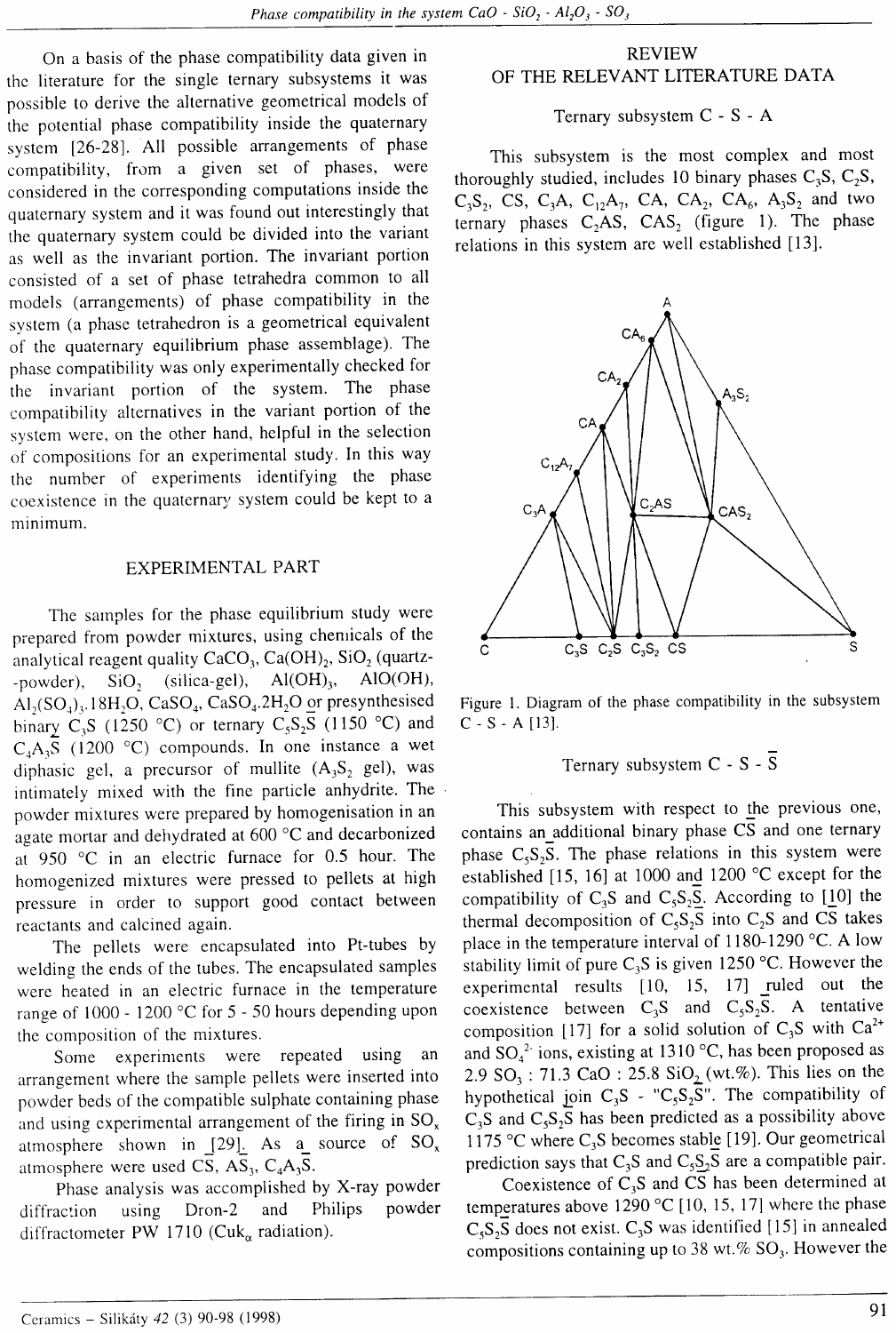On a basis of the phase compatibility data given in the literature for the single ternary subsystems it was possible to derive the alternative geometrical models of the potential phase compatibility inside the quaternary system [26-28]. All possible arrangements of phase compatibility, from a given set of phases, were considered in the corresponding computations inside the quaternary system and it was found out interestingly that the quaternary system could be divided into the variant as well as the invariant portion. The invariant portion consisted of a set of phase tetrahedra common to all models (arrangements) of phase compatibility in the system (a phase tetrahedron is a geometrical equivalent of the quaternary equilibrium phase assemblage). The phase compatibility was only experimentally checked for the invariant portion of the system. The phase compatibility alternatives in the variant portion of the system were, on the other hand, helpful in the selection of compositions for an experimental study. In this way the number of experiments identifying the phase coexistence in the quaternary system could be kept to a minimum.

## EXPERIMENTAL PART

The samples for the phase equilibrium study were prepared from powder mixtures, using chemicals of the analytical reagent quality $CaCO_3$, $Ca(OH)_2$, $SiO_2$ (quartz-powder), $SiO_2$ (silica-gel), $Al(OH)_3$, $AlO(OH)$, $Al_2(SO_4)_3.18H_2O$, $CaSO_4$, $CaSO_4.2H_2O$ or presynthesised binary $C_3S$ (1250 °C) or ternary $C_5S_2\bar{S}$ (1150 °C) and $C_4A_3\bar{S}$ (1200 °C) compounds. In one instance a wet diphasic gel, a precursor of mullite ($A_3S_2$ gel), was intimately mixed with the fine particle anhydrite. The powder mixtures were prepared by homogenisation in an agate mortar and dehydrated at 600 °C and decarbonized at 950 °C in an electric furnace for 0.5 hour. The homogenized mixtures were pressed to pellets at high pressure in order to support good contact between reactants and calcined again.

The pellets were encapsulated into Pt-tubes by welding the ends of the tubes. The encapsulated samples were heated in an electric furnace in the temperature range of 1000 - 1200 °C for 5 - 50 hours depending upon the composition of the mixtures.

Some experiments were repeated using an arrangement where the sample pellets were inserted into powder beds of the compatible sulphate containing phase and using experimental arrangement of the firing in $SO_x$ atmosphere shown in [29]. As a source of $SO_x$ atmosphere were used $C\bar{S}$, $A\bar{S}_3$, $C_4A_3\bar{S}$.

Phase analysis was accomplished by X-ray powder diffraction using Dron-2 and Philips powder diffractometer PW 1710 ($CuK_\alpha$ radiation).

## REVIEW OF THE RELEVANT LITERATURE DATA

### Ternary subsystem C - S - A

This subsystem is the most complex and most thoroughly studied, includes 10 binary phases $C_3S$, $C_2S$, $C_3S_2$, CS, $C_3A$, $C_{12}A_7$, CA, $CA_2$, $CA_6$, $A_3S_2$ and two ternary phases $C_2AS$, $CAS_2$ (figure 1). The phase relations in this system are well established [13].

Figure 1. Diagram of the phase compatibility in the subsystem C - S - A [13].

### Ternary subsystem C - S - $\bar{S}$

This subsystem with respect to the previous one, contains an additional binary phase $C\bar{S}$ and one ternary phase $C_5S_2\bar{S}$. The phase relations in this system were established [15, 16] at 1000 and 1200 °C except for the compatibility of $C_3S$ and $C_5S_2\bar{S}$. According to [10] the thermal decomposition of $C_5S_2\bar{S}$ into $C_2S$ and $C\bar{S}$ takes place in the temperature interval of 1180-1290 °C. A low stability limit of pure $C_3S$ is given 1250 °C. However the experimental results [10, 15, 17] ruled out the coexistence between $C_3S$ and $C_5S_2\bar{S}$. A tentative composition [17] for a solid solution of $C_3S$ with $Ca^{2+}$ and $SO_4^{2-}$ ions, existing at 1310 °C, has been proposed as 2.9 $SO_3$ : 71.3 CaO : 25.8 $SiO_2$ (wt.%). This lies on the hypothetical join $C_3S$ - "$C_5S_2\bar{S}$". The compatibility of $C_3S$ and $C_5S_2\bar{S}$ has been predicted as a possibility above 1175 °C where $C_3S$ becomes stable [19]. Our geometrical prediction says that $C_3S$ and $C_5S_2\bar{S}$ are a compatible pair.

Coexistence of $C_3S$ and $C\bar{S}$ has been determined at temperatures above 1290 °C [10, 15, 17] where the phase $C_5S_2\bar{S}$ does not exist. $C_3S$ was identified [15] in annealed compositions containing up to 38 wt.% $SO_3$. However the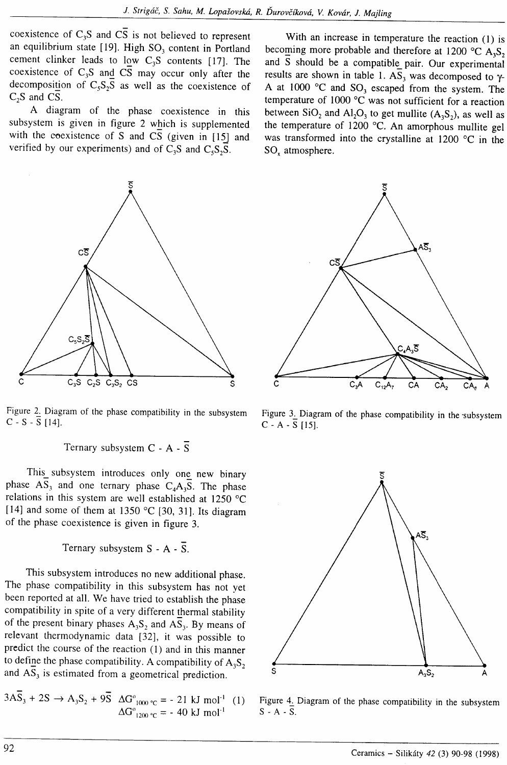coexistence of $C_3S$ and $C\bar{S}$ is not believed to represent an equilibrium state [19]. High $SO_3$ content in Portland cement clinker leads to low $C_3S$ contents [17]. The coexistence of $C_3S$ and $C\bar{S}$ may occur only after the decomposition of $C_5S_2\bar{S}$ as well as the coexistence of $C_2S$ and $C\bar{S}$.

A diagram of the phase coexistence in this subsystem is given in figure 2 which is supplemented with the coexistence of S and $C\bar{S}$ (given in [15] and verified by our experiments) and of $C_3S$ and $C_5S_2\bar{S}$.

Figure 2. Diagram of the phase compatibility in the subsystem C - S - $\bar{S}$ [14].

## Ternary subsystem C - A - $\bar{S}$

This subsystem introduces only one new binary phase $A\bar{S}_3$ and one ternary phase $C_4A_3\bar{S}$. The phase relations in this system are well established at 1250 °C [14] and some of them at 1350 °C [30, 31]. Its diagram of the phase coexistence is given in figure 3.

## Ternary subsystem S - A - $\bar{S}$.

This subsystem introduces no new additional phase. The phase compatibility in this subsystem has not yet been reported at all. We have tried to establish the phase compatibility in spite of a very different thermal stability of the present binary phases $A_3S_2$ and $A\bar{S}_3$. By means of relevant thermodynamic data [32], it was possible to predict the course of the reaction (1) and in this manner to define the phase compatibility. A compatibility of $A_3S_2$ and $A\bar{S}_3$ is estimated from a geometrical prediction.

$$3A\bar{S}_3 + 2S \rightarrow A_3S_2 + 9\bar{S} \quad \Delta G^o_{1000\,°C} = -21 \text{ kJ mol}^{-1} \quad (1)$$
$$\Delta G^o_{1200\,°C} = -40 \text{ kJ mol}^{-1}$$

With an increase in temperature the reaction (1) is becoming more probable and therefore at 1200 °C $A_3S_2$ and $\bar{S}$ should be a compatible pair. Our experimental results are shown in table 1. $A\bar{S}_3$ was decomposed to γ-A at 1000 °C and $SO_3$ escaped from the system. The temperature of 1000 °C was not sufficient for a reaction between $SiO_2$ and $Al_2O_3$ to get mullite ($A_3S_2$), as well as the temperature of 1200 °C. An amorphous mullite gel was transformed into the crystalline at 1200 °C in the $SO_x$ atmosphere.

Figure 3. Diagram of the phase compatibility in the subsystem C - A - $\bar{S}$ [15].

Figure 4. Diagram of the phase compatibility in the subsystem S - A - $\bar{S}$.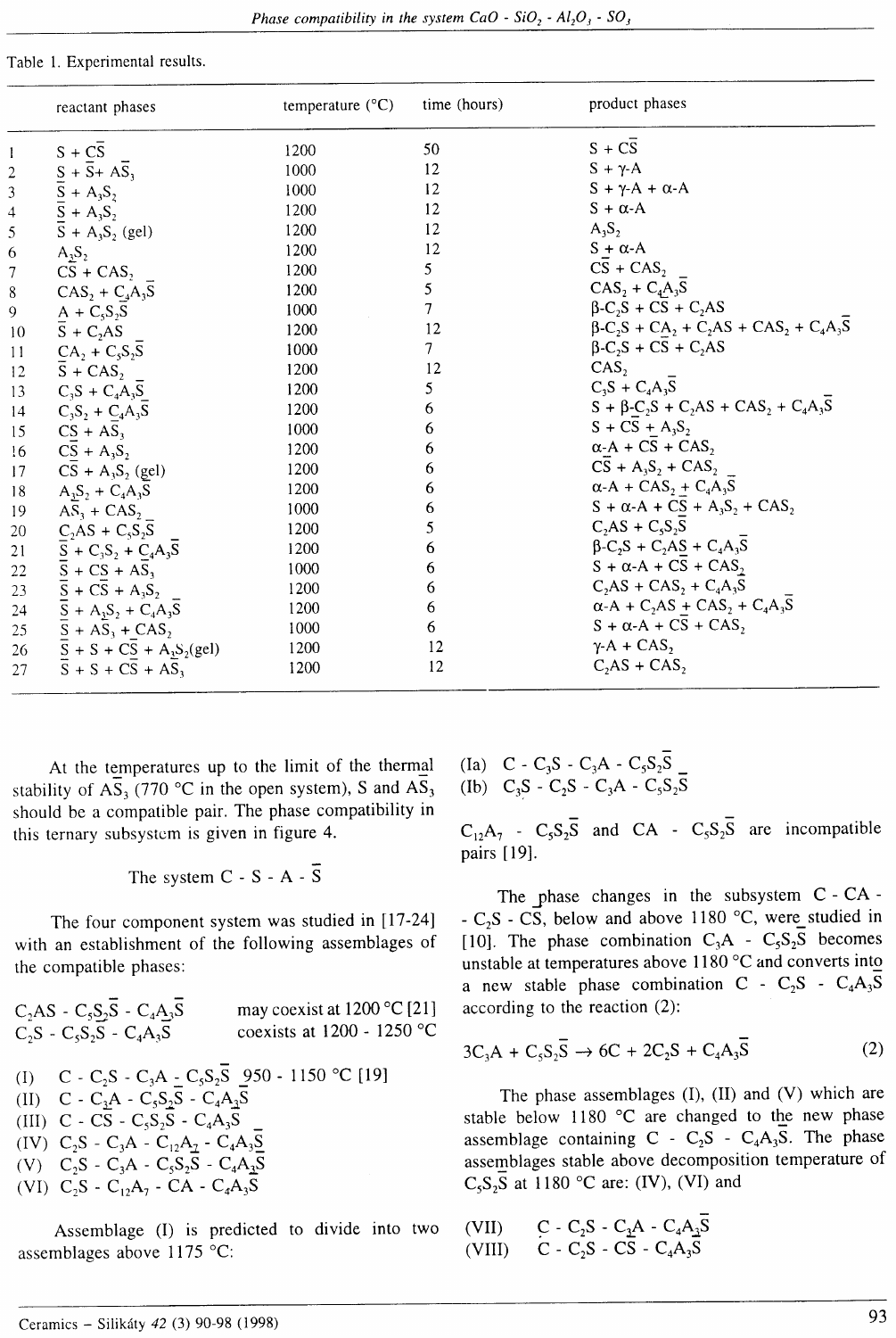Table 1. Experimental results.

| | reactant phases | temperature (°C) | time (hours) | product phases |
|---|---|---|---|---|
| 1 | $S + C\bar{S}$ | 1200 | 50 | $S + C\bar{S}$ |
| 2 | $S + \bar{S} + A\bar{S}_3$ | 1000 | 12 | $S + \gamma\text{-}A$ |
| 3 | $\bar{S} + A_3S_2$ | 1000 | 12 | $S + \gamma\text{-}A + \alpha\text{-}A$ |
| 4 | $\bar{S} + A_3S_2$ | 1200 | 12 | $S + \alpha\text{-}A$ |
| 5 | $\bar{S} + A_3S_2$ (gel) | 1200 | 12 | $A_3S_2$ |
| 6 | $A_3S_2$ | 1200 | 12 | $S + \alpha\text{-}A$ |
| 7 | $C\bar{S} + CAS_2$ | 1200 | 5 | $C\bar{S} + CAS_2$ |
| 8 | $CAS_2 + C_4A_3\bar{S}$ | 1200 | 5 | $CAS_2 + C_4A_3\bar{S}$ |
| 9 | $A + C_5S_2\bar{S}$ | 1000 | 7 | $\beta\text{-}C_2S + C\bar{S} + C_2AS$ |
| 10 | $\bar{S} + C_2AS$ | 1200 | 12 | $\beta\text{-}C_2S + CA_2 + C_2AS + CAS_2 + C_4A_3\bar{S}$ |
| 11 | $CA_2 + C_5S_2\bar{S}$ | 1000 | 7 | $\beta\text{-}C_2S + C\bar{S} + C_2AS$ |
| 12 | $\bar{S} + CAS_2$ | 1200 | 12 | $CAS_2$ |
| 13 | $C_3S + C_4A_3\bar{S}$ | 1200 | 5 | $C_3S + C_4A_3\bar{S}$ |
| 14 | $C_3S_2 + C_4A_3\bar{S}$ | 1200 | 6 | $S + \beta\text{-}C_2S + C_2AS + CAS_2 + C_4A_3\bar{S}$ |
| 15 | $C\bar{S} + A\bar{S}_3$ | 1000 | 6 | $S + C\bar{S} + A_3S_2$ |
| 16 | $C\bar{S} + A_3S_2$ | 1200 | 6 | $\alpha\text{-}A + C\bar{S} + CAS_2$ |
| 17 | $C\bar{S} + A_3S_2$ (gel) | 1200 | 6 | $C\bar{S} + A_3S_2 + CAS_2$ |
| 18 | $A_3S_2 + C_4A_3\bar{S}$ | 1200 | 6 | $\alpha\text{-}A + CAS_2 + C_4A_3\bar{S}$ |
| 19 | $A\bar{S}_3 + CAS_2$ | 1000 | 6 | $S + \alpha\text{-}A + C\bar{S} + A_3S_2 + CAS_2$ |
| 20 | $C_2AS + C_5S_2\bar{S}$ | 1200 | 5 | $C_2AS + C_5S_2\bar{S}$ |
| 21 | $\bar{S} + C_3S_2 + C_4A_3\bar{S}$ | 1200 | 6 | $\beta\text{-}C_2S + C_2AS + C_4A_3\bar{S}$ |
| 22 | $\bar{S} + CS + A\bar{S}_3$ | 1000 | 6 | $S + \alpha\text{-}A + C\bar{S} + CAS_2$ |
| 23 | $\bar{S} + C\bar{S} + A_3S_2$ | 1200 | 6 | $C_2AS + CAS_2 + C_4A_3\bar{S}$ |
| 24 | $\bar{S} + A_3S_2 + C_4A_3\bar{S}$ | 1200 | 6 | $\alpha\text{-}A + C_2AS + CAS_2 + C_4A_3\bar{S}$ |
| 25 | $\bar{S} + A\bar{S}_3 + CAS_2$ | 1000 | 6 | $S + \alpha\text{-}A + C\bar{S} + CAS_2$ |
| 26 | $\bar{S} + S + C\bar{S} + A_3S_2$(gel) | 1200 | 12 | $\gamma\text{-}A + CAS_2$ |
| 27 | $\bar{S} + S + C\bar{S} + A\bar{S}_3$ | 1200 | 12 | $C_2AS + CAS_2$ |

At the temperatures up to the limit of the thermal stability of $A\bar{S}_3$ (770 °C in the open system), S and $A\bar{S}_3$ should be a compatible pair. The phase compatibility in this ternary subsystem is given in figure 4.

### The system C - S - A - $\bar{S}$

The four component system was studied in [17-24] with an establishment of the following assemblages of the compatible phases:

$C_2AS$ - $C_5S_2\bar{S}$ - $C_4A_3\bar{S}$ may coexist at 1200 °C [21]
$C_2S$ - $C_5S_2\bar{S}$ - $C_4A_3\bar{S}$ coexists at 1200 - 1250 °C

(I) C - $C_2S$ - $C_3A$ - $C_5S_2\bar{S}$ 950 - 1150 °C [19]
(II) C - $C_3A$ - $C_5S_2\bar{S}$ - $C_4A_3\bar{S}$
(III) C - $C\bar{S}$ - $C_5S_2\bar{S}$ - $C_4A_3\bar{S}$
(IV) $C_2S$ - $C_3A$ - $C_{12}A_7$ - $C_4A_3\bar{S}$
(V) $C_2S$ - $C_3A$ - $C_5S_2\bar{S}$ - $C_4A_3\bar{S}$
(VI) $C_2S$ - $C_{12}A_7$ - CA - $C_4A_3\bar{S}$

Assemblage (I) is predicted to divide into two assemblages above 1175 °C:

(Ia) C - $C_3S$ - $C_3A$ - $C_5S_2\bar{S}$
(Ib) $C_3S$ - $C_2S$ - $C_3A$ - $C_5S_2\bar{S}$

$C_{12}A_7$ - $C_5S_2\bar{S}$ and CA - $C_5S_2\bar{S}$ are incompatible pairs [19].

The phase changes in the subsystem C - CA - - $C_2S$ - $C\bar{S}$, below and above 1180 °C, were studied in [10]. The phase combination $C_3A$ - $C_5S_2\bar{S}$ becomes unstable at temperatures above 1180 °C and converts into a new stable phase combination C - $C_2S$ - $C_4A_3\bar{S}$ according to the reaction (2):

$$3C_3A + C_5S_2\bar{S} \rightarrow 6C + 2C_2S + C_4A_3\bar{S} \quad (2)$$

The phase assemblages (I), (II) and (V) which are stable below 1180 °C are changed to the new phase assemblage containing C - $C_2S$ - $C_4A_3\bar{S}$. The phase assemblages stable above decomposition temperature of $C_5S_2\bar{S}$ at 1180 °C are: (IV), (VI) and

(VII) C - $C_2S$ - $C_3A$ - $C_4A_3\bar{S}$
(VIII) C - $C_2S$ - $C\bar{S}$ - $C_4A_3\bar{S}$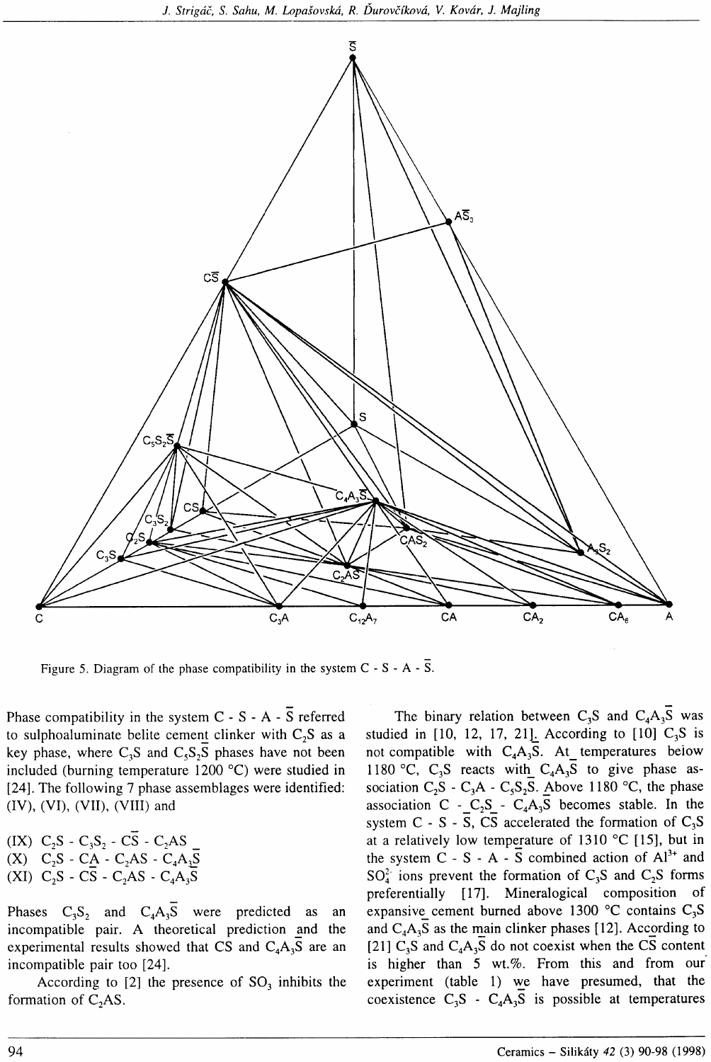Figure 5. Diagram of the phase compatibility in the system C - S - A - $\bar{S}$.

Phase compatibility in the system C - S - A - $\bar{S}$ referred to sulphoaluminate belite cement clinker with $C_2S$ as a key phase, where $C_3S$ and $C_5S_2\bar{S}$ phases have not been included (burning temperature 1200 °C) were studied in [24]. The following 7 phase assemblages were identified: (IV), (VI), (VII), (VIII) and

(IX) $C_2S$ - $C_3S_2$ - $C\bar{S}$ - $C_2AS$
(X) $C_2S$ - CA - $C_2AS$ - $C_4A_3\bar{S}$
(XI) $C_2S$ - $C\bar{S}$ - $C_2AS$ - $C_4A_3\bar{S}$

Phases $C_3S_2$ and $C_4A_3\bar{S}$ were predicted as an incompatible pair. A theoretical prediction and the experimental results showed that CS and $C_4A_3\bar{S}$ are an incompatible pair too [24].

According to [2] the presence of $SO_3$ inhibits the formation of $C_2AS$.

The binary relation between $C_3S$ and $C_4A_3\bar{S}$ was studied in [10, 12, 17, 21]. According to [10] $C_3S$ is not compatible with $C_4A_3\bar{S}$. At temperatures below 1180 °C, $C_3S$ reacts with $C_4A_3\bar{S}$ to give phase association $C_2S$ - $C_3A$ - $C_5S_2\bar{S}$. Above 1180 °C, the phase association C - $C_2S$ - $C_4A_3\bar{S}$ becomes stable. In the system C - S - $\bar{S}$, $C\bar{S}$ accelerated the formation of $C_3S$ at a relatively low temperature of 1310 °C [15], but in the system C - S - A - $\bar{S}$ combined action of $Al^{3+}$ and $SO_4^{2-}$ ions prevent the formation of $C_3S$ and $C_2S$ forms preferentially [17]. Mineralogical composition of expansive cement burned above 1300 °C contains $C_3S$ and $C_4A_3\bar{S}$ as the main clinker phases [12]. According to [21] $C_3S$ and $C_4A_3\bar{S}$ do not coexist when the $C\bar{S}$ content is higher than 5 wt.%. From this and from our experiment (table 1) we have presumed, that the coexistence $C_3S$ - $C_4A_3\bar{S}$ is possible at temperatures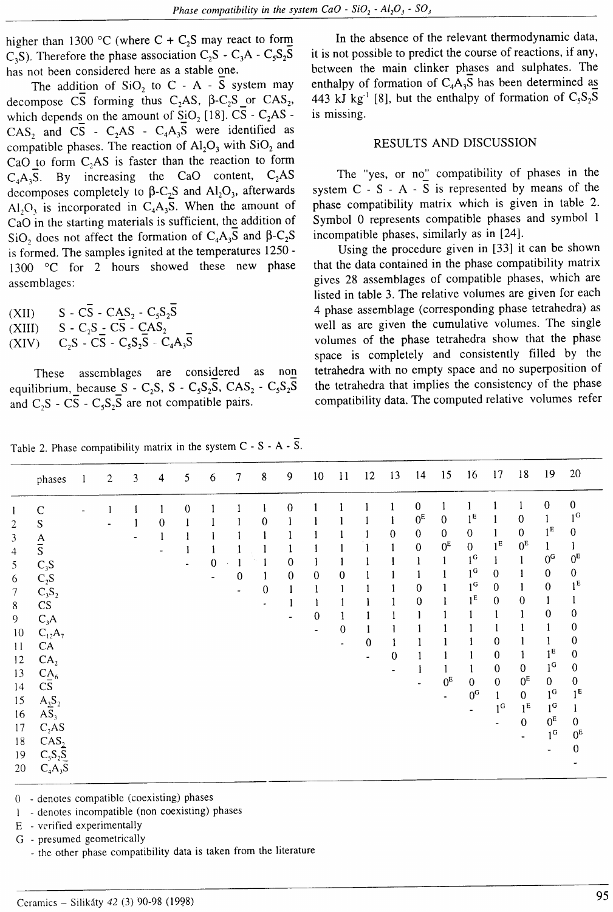higher than 1300 °C (where C + $C_2S$ may react to form $C_3S$). Therefore the phase association $C_2S$ - $C_3A$ - $C_5S_2\bar{S}$ has not been considered here as a stable one.

The addition of $SiO_2$ to C - A - $\bar{S}$ system may decompose $C\bar{S}$ forming thus $C_2AS$, β-$C_2S$ or $CAS_2$, which depends on the amount of $SiO_2$ [18]. $C\bar{S}$ - $C_2AS$ - $CAS_2$ and $C\bar{S}$ - $C_2AS$ - $C_4A_3\bar{S}$ were identified as compatible phases. The reaction of $Al_2O_3$ with $SiO_2$ and CaO to form $C_2AS$ is faster than the reaction to form $C_4A_3\bar{S}$. By increasing the CaO content, $C_2AS$ decomposes completely to β-$C_2S$ and $Al_2O_3$, afterwards $Al_2O_3$ is incorporated in $C_4A_3\bar{S}$. When the amount of CaO in the starting materials is sufficient, the addition of $SiO_2$ does not affect the formation of $C_4A_3\bar{S}$ and β-$C_2S$ is formed. The samples ignited at the temperatures 1250 - 1300 °C for 2 hours showed these new phase assemblages:

(XII) S - $C\bar{S}$ - $CAS_2$ - $C_5S_2\bar{S}$
(XIII) S - $C_2S$ - $C\bar{S}$ - $CAS_2$
(XIV) $C_2S$ - $C\bar{S}$ - $C_5S_2\bar{S}$ - $C_4A_3\bar{S}$

These assemblages are considered as non equilibrium, because S - $C_2S$, S - $C_5S_2\bar{S}$, $CAS_2$ - $C_5S_2\bar{S}$ and $C_2S$ - $C\bar{S}$ - $C_5S_2\bar{S}$ are not compatible pairs.

In the absence of the relevant thermodynamic data, it is not possible to predict the course of reactions, if any, between the main clinker phases and sulphates. The enthalpy of formation of $C_4A_3\bar{S}$ has been determined as 443 kJ kg$^{-1}$ [8], but the enthalpy of formation of $C_5S_2\bar{S}$ is missing.

## RESULTS AND DISCUSSION

The "yes, or no" compatibility of phases in the system C - S - A - $\bar{S}$ is represented by means of the phase compatibility matrix which is given in table 2. Symbol 0 represents compatible phases and symbol 1 incompatible phases, similarly as in [24].

Using the procedure given in [33] it can be shown that the data contained in the phase compatibility matrix gives 28 assemblages of compatible phases, which are listed in table 3. The relative volumes are given for each 4 phase assemblage (corresponding phase tetrahedra) as well as are given the cumulative volumes. The single volumes of the phase tetrahedra show that the phase space is completely and consistently filled by the tetrahedra with no empty space and no superposition of the tetrahedra that implies the consistency of the phase compatibility data. The computed relative volumes refer

Table 2. Phase compatibility matrix in the system C - S - A - $\bar{S}$.

| | phases | 1 | 2 | 3 | 4 | 5 | 6 | 7 | 8 | 9 | 10 | 11 | 12 | 13 | 14 | 15 | 16 | 17 | 18 | 19 | 20 |
|---|---|---|---|---|---|---|---|---|---|---|---|---|---|---|---|---|---|---|---|---|---|
| 1 | C | - | 1 | 1 | 1 | 0 | 1 | 1 | 1 | 0 | 1 | 1 | 1 | 1 | 0 | 1 | 1 | 1 | 1 | 0 | 0 |
| 2 | S | | - | 1 | 0 | 1 | 1 | 1 | 0 | 1 | 1 | 1 | 1 | 1 | $0^E$ | 0 | $1^E$ | 1 | 0 | 1 | $1^G$ |
| 3 | A | | | - | 1 | 1 | 1 | 1 | 1 | 1 | 1 | 1 | 1 | 0 | 0 | 0 | 0 | 1 | 0 | $1^E$ | 0 |
| 4 | $\bar{S}$ | | | | - | 1 | 1 | 1 | 1 | 1 | 1 | 1 | 1 | 1 | 0 | $0^E$ | 0 | $1^E$ | $0^E$ | 1 | 1 |
| 5 | $C_3S$ | | | | | - | 0 | 1 | 1 | 0 | 1 | 1 | 1 | 1 | 1 | 1 | $1^G$ | 1 | 1 | $0^G$ | $0^E$ |
| 6 | $C_2S$ | | | | | | - | 0 | 1 | 0 | 0 | 0 | 1 | 1 | 1 | 1 | $1^G$ | 0 | 1 | 0 | 0 |
| 7 | $C_3S_2$ | | | | | | | - | 0 | 1 | 1 | 1 | 1 | 1 | 0 | 1 | $1^G$ | 0 | 1 | 0 | $1^E$ |
| 8 | CS | | | | | | | | - | 1 | 1 | 1 | 1 | 1 | 0 | 1 | $1^E$ | 0 | 0 | 1 | 1 |
| 9 | $C_3A$ | | | | | | | | | - | 0 | 1 | 1 | 1 | 1 | 1 | 1 | 1 | 1 | 0 | 0 |
| 10 | $C_{12}A_7$ | | | | | | | | | | - | 0 | 1 | 1 | 1 | 1 | 1 | 1 | 1 | 1 | 0 |
| 11 | CA | | | | | | | | | | | - | 0 | 1 | 1 | 1 | 1 | 0 | 1 | 1 | 0 |
| 12 | $CA_2$ | | | | | | | | | | | | - | 0 | 1 | 1 | 1 | 0 | 1 | $1^E$ | 0 |
| 13 | $CA_6$ | | | | | | | | | | | | | - | 1 | 1 | 1 | 0 | 0 | $1^G$ | 0 |
| 14 | $C\bar{S}$ | | | | | | | | | | | | | | - | $0^E$ | 0 | 0 | $0^E$ | 0 | 0 |
| 15 | $A_3S_2$ | | | | | | | | | | | | | | | - | $0^G$ | 1 | 0 | $1^G$ | $1^E$ |
| 16 | $AS_3$ | | | | | | | | | | | | | | | | - | $1^G$ | $1^E$ | $1^G$ | 1 |
| 17 | $C_2AS$ | | | | | | | | | | | | | | | | | - | 0 | $0^E$ | 0 |
| 18 | $CAS_2$ | | | | | | | | | | | | | | | | | | - | $1^G$ | $0^E$ |
| 19 | $C_5S_2\bar{S}$ | | | | | | | | | | | | | | | | | | | - | 0 |
| 20 | $C_4A_3\bar{S}$ | | | | | | | | | | | | | | | | | | | | - |

0 - denotes compatible (coexisting) phases
1 - denotes incompatible (non coexisting) phases
E - verified experimentally
G - presumed geometrically
- the other phase compatibility data is taken from the literature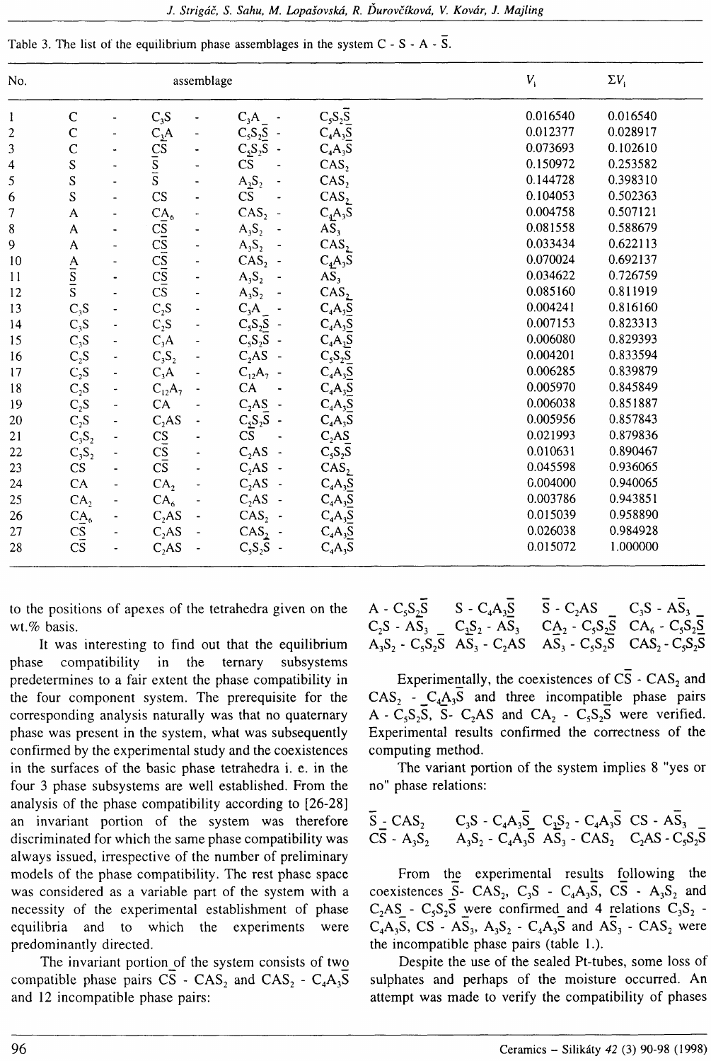Table 3. The list of the equilibrium phase assemblages in the system C - S - A - $\bar{S}$.

| No. | assemblage | | | | $V_i$ | $\Sigma V_i$ |
|---|---|---|---|---|---|---|
| 1 | C | $C_3S$ | $C_3A$ | $C_5S_2\bar{S}$ | 0.016540 | 0.016540 |
| 2 | C | $C_3A$ | $C_5S_2\bar{S}$ | $C_4A_3\bar{S}$ | 0.012377 | 0.028917 |
| 3 | C | $C\bar{S}$ | $C_5S_2\bar{S}$ | $C_4A_3\bar{S}$ | 0.073693 | 0.102610 |
| 4 | S | $\bar{S}$ | $C\bar{S}$ | $CAS_2$ | 0.150972 | 0.253582 |
| 5 | S | $\bar{S}$ | $A_3S_2$ | $CAS_2$ | 0.144728 | 0.398310 |
| 6 | S | CS | $C\bar{S}$ | $CAS_2$ | 0.104053 | 0.502363 |
| 7 | A | $CA_6$ | $CAS_2$ | $C_4A_3\bar{S}$ | 0.004758 | 0.507121 |
| 8 | A | $C\bar{S}$ | $A_3S_2$ | $A\bar{S}_3$ | 0.081558 | 0.588679 |
| 9 | A | $C\bar{S}$ | $A_3S_2$ | $CAS_2$ | 0.033434 | 0.622113 |
| 10 | A | $C\bar{S}$ | $CAS_2$ | $C_4A_3\bar{S}$ | 0.070024 | 0.692137 |
| 11 | $\bar{S}$ | $C\bar{S}$ | $A_3S_2$ | $A\bar{S}_3$ | 0.034622 | 0.726759 |
| 12 | $\bar{S}$ | CS | $A_3S_2$ | $CAS_2$ | 0.085160 | 0.811919 |
| 13 | $C_3S$ | $C_2S$ | $C_3A$ | $C_4A_3\bar{S}$ | 0.004241 | 0.816160 |
| 14 | $C_3S$ | $C_2S$ | $C_5S_2\bar{S}$ | $C_4A_3\bar{S}$ | 0.007153 | 0.823313 |
| 15 | $C_3S$ | $C_3A$ | $C_5S_2\bar{S}$ | $C_4A_3\bar{S}$ | 0.006080 | 0.829393 |
| 16 | $C_2S$ | $C_3S_2$ | $C_2AS$ | $C_5S_2\bar{S}$ | 0.004201 | 0.833594 |
| 17 | $C_2S$ | $C_3A$ | $C_{12}A_7$ | $C_4A_3\bar{S}$ | 0.006285 | 0.839879 |
| 18 | $C_2S$ | $C_{12}A_7$ | CA | $C_4A_3\bar{S}$ | 0.005970 | 0.845849 |
| 19 | $C_2S$ | CA | $C_2AS$ | $C_4A_3\bar{S}$ | 0.006038 | 0.851887 |
| 20 | $C_2S$ | $C_2AS$ | $C_5S_2\bar{S}$ | $C_4A_3\bar{S}$ | 0.005956 | 0.857843 |
| 21 | $C_3S_2$ | $C\bar{S}$ | CS | $C_2AS$ | 0.021993 | 0.879836 |
| 22 | $C_3S_2$ | $C\bar{S}$ | $C_2AS$ | $C_5S_2\bar{S}$ | 0.010631 | 0.890467 |
| 23 | CS | $C\bar{S}$ | $C_2AS$ | $CAS_2$ | 0.045598 | 0.936065 |
| 24 | CA | $CA_2$ | $C_2AS$ | $C_4A_3\bar{S}$ | 0.004000 | 0.940065 |
| 25 | $CA_2$ | $CA_6$ | $C_2AS$ | $C_4A_3\bar{S}$ | 0.003786 | 0.943851 |
| 26 | $CA_6$ | $C_2AS$ | $CAS_2$ | $C_4A_3\bar{S}$ | 0.015039 | 0.958890 |
| 27 | $C\bar{S}$ | $C_2AS$ | $CAS_2$ | $C_4A_3\bar{S}$ | 0.026038 | 0.984928 |
| 28 | $C\bar{S}$ | $C_2AS$ | $C_5S_2\bar{S}$ | $C_4A_3\bar{S}$ | 0.015072 | 1.000000 |

to the positions of apexes of the tetrahedra given on the wt.% basis.

It was interesting to find out that the equilibrium phase compatibility in the ternary subsystems predetermines to a fair extent the phase compatibility in the four component system. The prerequisite for the corresponding analysis naturally was that no quaternary phase was present in the system, what was subsequently confirmed by the experimental study and the coexistences in the surfaces of the basic phase tetrahedra i. e. in the four 3 phase subsystems are well established. From the analysis of the phase compatibility according to [26-28] an invariant portion of the system was therefore discriminated for which the same phase compatibility was always issued, irrespective of the number of preliminary models of the phase compatibility. The rest phase space was considered as a variable part of the system with a necessity of the experimental establishment of phase equilibria and to which the experiments were predominantly directed.

The invariant portion of the system consists of two compatible phase pairs $C\bar{S}$ - $CAS_2$ and $CAS_2$ - $C_4A_3\bar{S}$ and 12 incompatible phase pairs:

A - $C_5S_2\bar{S}$   S - $C_4A_3\bar{S}$   $\bar{S}$ - $C_2AS$   $C_3S$ - $A\bar{S}_3$
$C_2S$ - $A\bar{S}_3$   $C_3S_2$ - $A\bar{S}_3$   $CA_2$ - $C_5S_2\bar{S}$   $CA_6$ - $C_5S_2\bar{S}$
$A_3S_2$ - $C_5S_2\bar{S}$   $A\bar{S}_3$ - $C_2AS$   $A\bar{S}_3$ - $C_5S_2\bar{S}$   $CAS_2$ - $C_5S_2\bar{S}$

Experimentally, the coexistences of $C\bar{S}$ - $CAS_2$ and $CAS_2$ - $C_4A_3\bar{S}$ and three incompatible phase pairs A - $C_5S_2\bar{S}$, $\bar{S}$- $C_2AS$ and $CA_2$ - $C_5S_2\bar{S}$ were verified. Experimental results confirmed the correctness of the computing method.

The variant portion of the system implies 8 "yes or no" phase relations:

$\bar{S}$ - $CAS_2$   $C_3S$ - $C_4A_3\bar{S}$   $C_3S_2$ - $C_4A_3\bar{S}$   CS - $A\bar{S}_3$
$C\bar{S}$ - $A_3S_2$   $A_3S_2$ - $C_4A_3\bar{S}$   $A\bar{S}_3$ - $CAS_2$   $C_2AS$ - $C_5S_2\bar{S}$

From the experimental results following the coexistences $\bar{S}$- $CAS_2$, $C_3S$ - $C_4A_3\bar{S}$, $C\bar{S}$ - $A_3S_2$ and $C_2AS$ - $C_5S_2\bar{S}$ were confirmed and 4 relations $C_3S_2$ - $C_4A_3\bar{S}$, CS - $A\bar{S}_3$, $A_3S_2$ - $C_4A_3\bar{S}$ and $A\bar{S}_3$ - $CAS_2$ were the incompatible phase pairs (table 1.).

Despite the use of the sealed Pt-tubes, some loss of sulphates and perhaps of the moisture occurred. An attempt was made to verify the compatibility of phases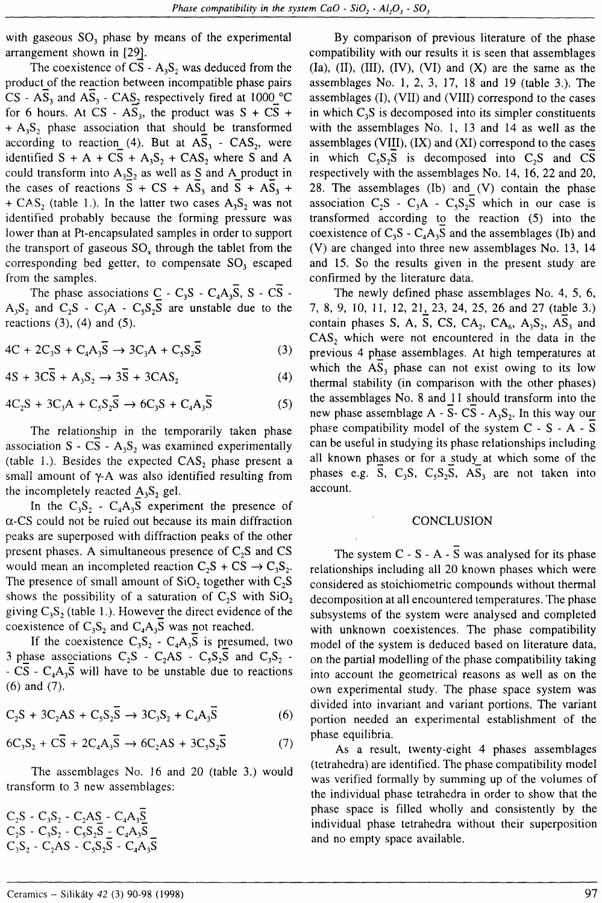with gaseous $SO_3$ phase by means of the experimental arrangement shown in [29].

The coexistence of $C\bar{S}$ - $A_3S_2$ was deduced from the product of the reaction between incompatible phase pairs CS - $A\bar{S}_3$ and $A\bar{S}_3$ - $CAS_2$ respectively fired at 1000 °C for 6 hours. At CS - $A\bar{S}_3$, the product was S + $C\bar{S}$ + + $A_3S_2$ phase association that should be transformed according to reaction (4). But at $A\bar{S}_3$ - $CAS_2$, were identified S + A + $C\bar{S}$ + $A_3S_2$ + $CAS_2$ where S and A could transform into $A_3S_2$ as well as $\bar{S}$ and A product in the cases of reactions $\bar{S}$ + CS + $A\bar{S}_3$ and $\bar{S}$ + $A\bar{S}_3$ + + $CAS_2$ (table 1.). In the latter two cases $A_3S_2$ was not identified probably because the forming pressure was lower than at Pt-encapsulated samples in order to support the transport of gaseous $SO_x$ through the tablet from the corresponding bed getter, to compensate $SO_3$ escaped from the samples.

The phase associations C - $C_3S$ - $C_4A_3\bar{S}$, S - $C\bar{S}$ - $A_3S_2$ and $C_2S$ - $C_3A$ - $C_5S_2\bar{S}$ are unstable due to the reactions (3), (4) and (5).

$$4C + 2C_3S + C_4A_3\bar{S} \rightarrow 3C_3A + C_5S_2\bar{S} \tag{3}$$

$$4S + 3C\bar{S} + A_3S_2 \rightarrow 3\bar{S} + 3CAS_2 \tag{4}$$

$$4C_2S + 3C_3A + C_5S_2\bar{S} \rightarrow 6C_3S + C_4A_3\bar{S} \tag{5}$$

The relationship in the temporarily taken phase association S - $C\bar{S}$ - $A_3S_2$ was examined experimentally (table 1.). Besides the expected $CAS_2$ phase present a small amount of γ-A was also identified resulting from the incompletely reacted $A_3S_2$ gel.

In the $C_3S_2$ - $C_4A_3\bar{S}$ experiment the presence of α-CS could not be ruled out because its main diffraction peaks are superposed with diffraction peaks of the other present phases. A simultaneous presence of $C_2S$ and CS would mean an incompleted reaction $C_2S$ + CS → $C_3S_2$. The presence of small amount of $SiO_2$ together with $C_2S$ shows the possibility of a saturation of $C_2S$ with $SiO_2$ giving $C_3S_2$ (table 1.). However the direct evidence of the coexistence of $C_3S_2$ and $C_4A_3\bar{S}$ was not reached.

If the coexistence $C_3S_2$ - $C_4A_3\bar{S}$ is presumed, two 3 phase associations $C_2S$ - $C_2AS$ - $C_5S_2\bar{S}$ and $C_3S_2$ - - $C\bar{S}$ - $C_4A_3\bar{S}$ will have to be unstable due to reactions (6) and (7).

$$C_2S + 3C_2AS + C_5S_2\bar{S} \rightarrow 3C_3S_2 + C_4A_3\bar{S} \tag{6}$$

$$6C_3S_2 + C\bar{S} + 2C_4A_3\bar{S} \rightarrow 6C_2AS + 3C_5S_2\bar{S} \tag{7}$$

The assemblages No. 16 and 20 (table 3.) would transform to 3 new assemblages:

$C_2S$ - $C_3S_2$ - $C_2AS$ - $C_4A_3\bar{S}$
$C_2S$ - $C_3S_2$ - $C_5S_2\bar{S}$ - $C_4A_3\bar{S}$
$C_3S_2$ - $C_2AS$ - $C_5S_2\bar{S}$ - $C_4A_3\bar{S}$

By comparison of previous literature of the phase compatibility with our results it is seen that assemblages (Ia), (II), (III), (IV), (VI) and (X) are the same as the assemblages No. 1, 2, 3, 17, 18 and 19 (table 3.). The assemblages (I), (VII) and (VIII) correspond to the cases in which $C_3S$ is decomposed into its simpler constituents with the assemblages No. 1, 13 and 14 as well as the assemblages (VIII), (IX) and (XI) correspond to the cases in which $C_5S_2\bar{S}$ is decomposed into $C_2S$ and $C\bar{S}$ respectively with the assemblages No. 14, 16, 22 and 20, 28. The assemblages (Ib) and (V) contain the phase association $C_2S$ - $C_3A$ - $C_5S_2\bar{S}$ which in our case is transformed according to the reaction (5) into the coexistence of $C_3S$ - $C_4A_3\bar{S}$ and the assemblages (Ib) and (V) are changed into three new assemblages No. 13, 14 and 15. So the results given in the present study are confirmed by the literature data.

The newly defined phase assemblages No. 4, 5, 6, 7, 8, 9, 10, 11, 12, 21, 23, 24, 25, 26 and 27 (table 3.) contain phases S, A, $\bar{S}$, CS, $CA_2$, $CA_6$, $A_3S_2$, $A\bar{S}_3$ and $CAS_2$ which were not encountered in the data in the previous 4 phase assemblages. At high temperatures at which the $A\bar{S}_3$ phase can not exist owing to its low thermal stability (in comparison with the other phases) the assemblages No. 8 and 11 should transform into the new phase assemblage A - $\bar{S}$- $C\bar{S}$ - $A_3S_2$. In this way our phase compatibility model of the system C - S - A - $\bar{S}$ can be useful in studying its phase relationships including all known phases or for a study at which some of the phases e.g. $\bar{S}$, $C_3S$, $C_5S_2\bar{S}$, $A\bar{S}_3$ are not taken into account.

## CONCLUSION

The system C - S - A - $\bar{S}$ was analysed for its phase relationships including all 20 known phases which were considered as stoichiometric compounds without thermal decomposition at all encountered temperatures. The phase subsystems of the system were analysed and completed with unknown coexistences. The phase compatibility model of the system is deduced based on literature data, on the partial modelling of the phase compatibility taking into account the geometrical reasons as well as on the own experimental study. The phase space system was divided into invariant and variant portions. The variant portion needed an experimental establishment of the phase equilibria.

As a result, twenty-eight 4 phases assemblages (tetrahedra) are identified. The phase compatibility model was verified formally by summing up of the volumes of the individual phase tetrahedra in order to show that the phase space is filled wholly and consistently by the individual phase tetrahedra without their superposition and no empty space available.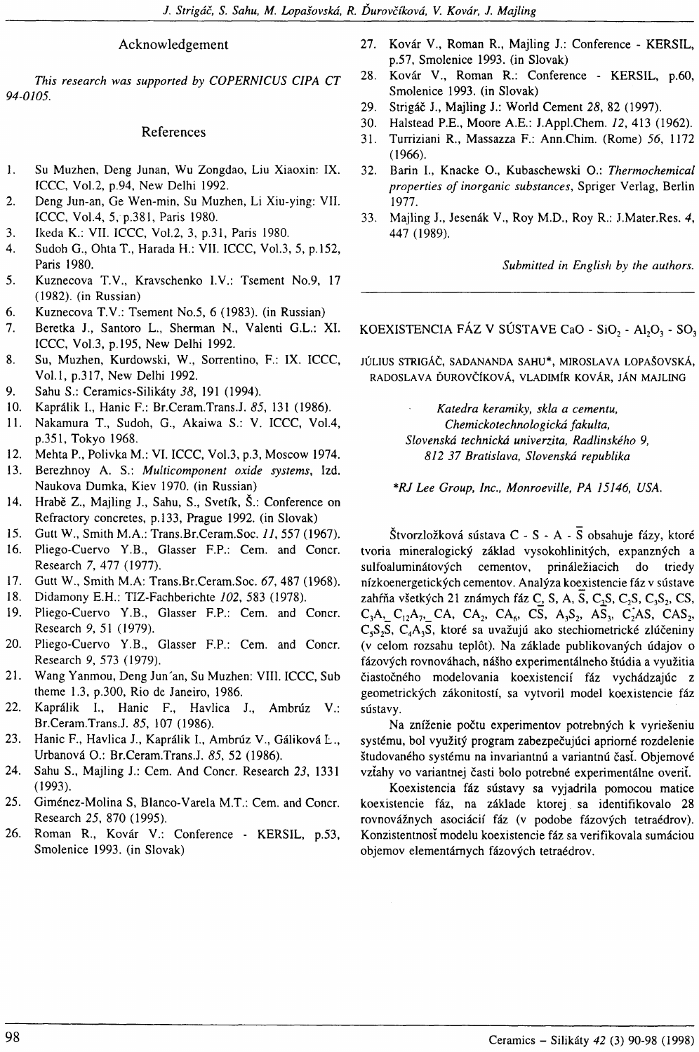## Acknowledgement

*This research was supported by COPERNICUS CIPA CT 94-0105.*

## References

1. Su Muzhen, Deng Junan, Wu Zongdao, Liu Xiaoxin: IX. ICCC, Vol.2, p.94, New Delhi 1992.
2. Deng Jun-an, Ge Wen-min, Su Muzhen, Li Xiu-ying: VII. ICCC, Vol.4, 5, p.381, Paris 1980.
3. Ikeda K.: VII. ICCC, Vol.2, 3, p.31, Paris 1980.
4. Sudoh G., Ohta T., Harada H.: VII. ICCC, Vol.3, 5, p.152, Paris 1980.
5. Kuznecova T.V., Kravschenko I.V.: Tsement No.9, 17 (1982). (in Russian)
6. Kuznecova T.V.: Tsement No.5, 6 (1983). (in Russian)
7. Beretka J., Santoro L., Sherman N., Valenti G.L.: XI. ICCC, Vol.3, p.195, New Delhi 1992.
8. Su, Muzhen, Kurdowski, W., Sorrentino, F.: IX. ICCC, Vol.1, p.317, New Delhi 1992.
9. Sahu S.: Ceramics-Silikáty *38*, 191 (1994).
10. Kaprálik I., Hanic F.: Br.Ceram.Trans.J. *85*, 131 (1986).
11. Nakamura T., Sudoh, G., Akaiwa S.: V. ICCC, Vol.4, p.351, Tokyo 1968.
12. Mehta P., Polivka M.: VI. ICCC, Vol.3, p.3, Moscow 1974.
13. Berezhnoy A. S.: *Multicomponent oxide systems*, Izd. Naukova Dumka, Kiev 1970. (in Russian)
14. Hrabě Z., Majling J., Sahu, S., Svetík, Š.: Conference on Refractory concretes, p.133, Prague 1992. (in Slovak)
15. Gutt W., Smith M.A.: Trans.Br.Ceram.Soc. *11*, 557 (1967).
16. Pliego-Cuervo Y.B., Glasser F.P.: Cem. and Concr. Research *7*, 477 (1977).
17. Gutt W., Smith M.A: Trans.Br.Ceram.Soc. *67*, 487 (1968).
18. Didamony E.H.: TIZ-Fachberichte *102*, 583 (1978).
19. Pliego-Cuervo Y.B., Glasser F.P.: Cem. and Concr. Research *9*, 51 (1979).
20. Pliego-Cuervo Y.B., Glasser F.P.: Cem. and Concr. Research *9*, 573 (1979).
21. Wang Yanmou, Deng Jun´an, Su Muzhen: VIII. ICCC, Sub theme 1.3, p.300, Rio de Janeiro, 1986.
22. Kaprálik I., Hanic F., Havlica J., Ambrúz V.: Br.Ceram.Trans.J. *85*, 107 (1986).
23. Hanic F., Havlica J., Kaprálik I., Ambrúz V., Gáliková L., Urbanová O.: Br.Ceram.Trans.J. *85*, 52 (1986).
24. Sahu S., Majling J.: Cem. And Concr. Research *23*, 1331 (1993).
25. Giménez-Molina S, Blanco-Varela M.T.: Cem. and Concr. Research *25*, 870 (1995).
26. Roman R., Kovár V.: Conference - KERSIL, p.53, Smolenice 1993. (in Slovak)
27. Kovár V., Roman R., Majling J.: Conference - KERSIL, p.57, Smolenice 1993. (in Slovak)
28. Kovár V., Roman R.: Conference - KERSIL, p.60, Smolenice 1993. (in Slovak)
29. Strigáč J., Majling J.: World Cement *28*, 82 (1997).
30. Halstead P.E., Moore A.E.: J.Appl.Chem. *12*, 413 (1962).
31. Turriziani R., Massazza F.: Ann.Chim. (Rome) *56*, 1172 (1966).
32. Barin I., Knacke O., Kubaschewski O.: *Thermochemical properties of inorganic substances*, Spriger Verlag, Berlin 1977.
33. Majling J., Jesenák V., Roy M.D., Roy R.: J.Mater.Res. *4*, 447 (1989).

*Submitted in English by the authors.*

---

## KOEXISTENCIA FÁZ V SÚSTAVE CaO - $SiO_2$ - $Al_2O_3$ - $SO_3$

JÚLIUS STRIGÁČ, SADANANDA SAHU*, MIROSLAVA LOPAŠOVSKÁ, RADOSLAVA ĎUROVČÍKOVÁ, VLADIMÍR KOVÁR, JÁN MAJLING

*Katedra keramiky, skla a cementu, Chemickotechnologická fakulta, Slovenská technická univerzita, Radlinského 9, 812 37 Bratislava, Slovenská republika*

*\*RJ Lee Group, Inc., Monroeville, PA 15146, USA.*

Štvorzložková sústava C - S - A - $\bar{S}$ obsahuje fázy, ktoré tvoria mineralogický základ vysokohlinitých, expanzných a sulfoaluminátových cementov, prináležiacich do triedy nízkoenergetických cementov. Analýza koexistencie fáz v sústave zahŕňa všetkých 21 známych fáz C, S, A, $\bar{S}$, $C_2S$, $C_3S$, $C_3S_2$, CS, $C_3A$, $C_{12}A_7$, CA, $CA_2$, $CA_6$, $C\bar{S}$, $A_3S_2$, $A\bar{S}_3$, $C_2AS$, $CAS_2$, $C_5S_2\bar{S}$, $C_4A_3\bar{S}$, ktoré sa uvažujú ako stechiometrické zlúčeniny (v celom rozsahu teplôt). Na základe publikovaných údajov o fázových rovnováhach, nášho experimentálneho štúdia a využitia čiastočného modelovania koexistencií fáz vychádzajúc z geometrických zákonitostí, sa vytvoril model koexistencie fáz sústavy.

Na zníženie počtu experimentov potrebných k vyriešeniu systému, bol využitý program zabezpečujúci apriorné rozdelenie študovaného systému na invariantnú a variantnú časť. Objemové vzťahy vo variantnej časti bolo potrebné experimentálne overiť.

Koexistencia fáz sústavy sa vyjadrila pomocou matice koexistencie fáz, na základe ktorej sa identifikovalo 28 rovnovážnych asociácií fáz (v podobe fázových tetraédrov). Konzistentnosť modelu koexistencie fáz sa verifikovala sumáciou objemov elementárnych fázových tetraédrov.